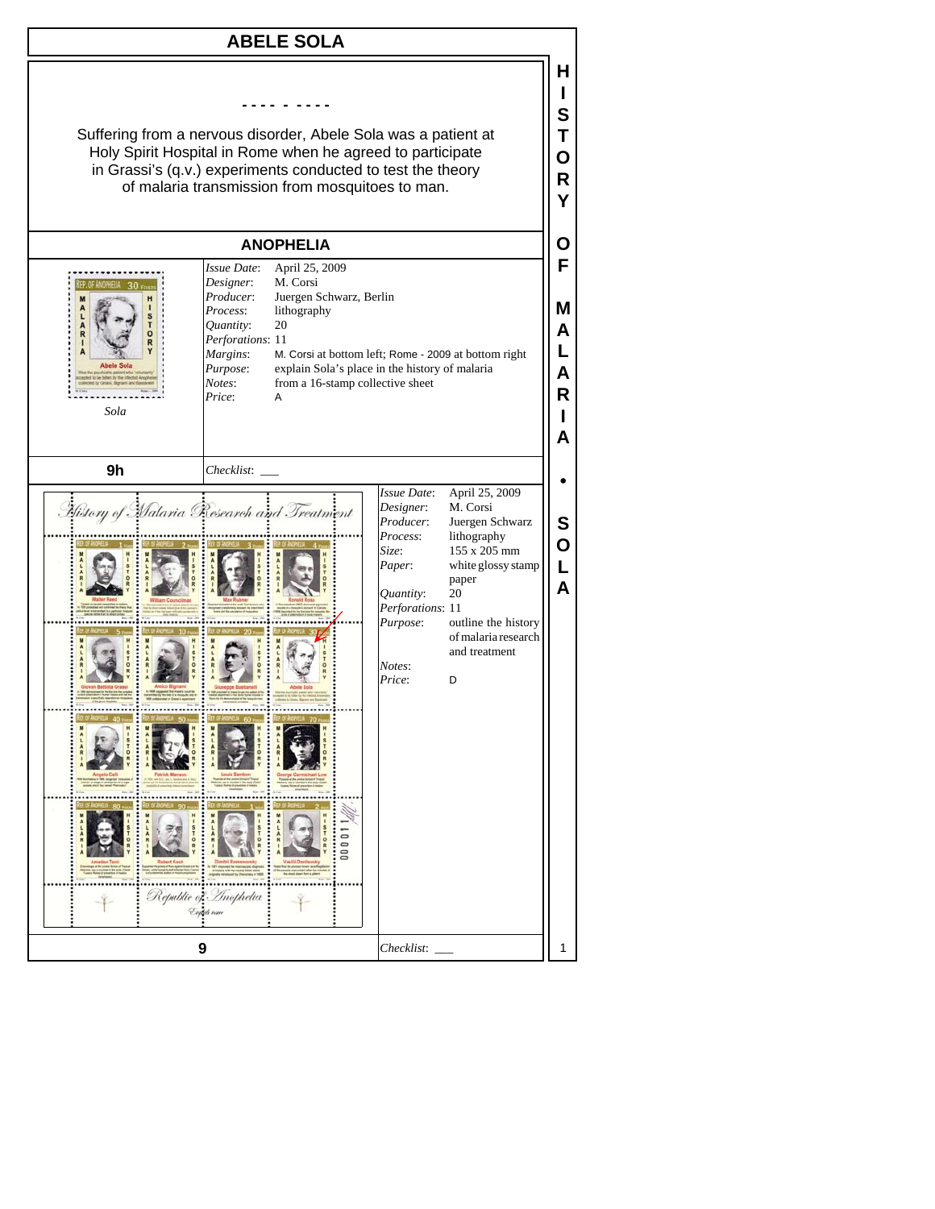# ABELE SOLA

- - - - - - - -

Suffering from a nervous disorder, Abele Sola was a patient at Holy Spirit Hospital in Rome when he agreed to participate in Grassi's (q.v.) experiments conducted to test the theory of malaria transmission from mosquitoes to man.

## ANOPHELIA

*Sola*

| | |
|---|---|
| *Issue Date*: | April 25, 2009 |
| *Designer*: | M. Corsi |
| *Producer*: | Juergen Schwarz, Berlin |
| *Process*: | lithography |
| *Quantity*: | 20 |
| *Perforations*: | 11 |
| *Margins*: | M. Corsi at bottom left; Rome - 2009 at bottom right |
| *Purpose*: | explain Sola's place in the history of malaria |
| *Notes*: | from a 16-stamp collective sheet |
| *Price*: | A |

**9h**

*Checklist*: ___

| | |
|---|---|
| *Issue Date*: | April 25, 2009 |
| *Designer*: | M. Corsi |
| *Producer*: | Juergen Schwarz |
| *Process*: | lithography |
| *Size*: | 155 x 205 mm |
| *Paper*: | white glossy stamp paper |
| *Quantity*: | 20 |
| *Perforations*: | 11 |
| *Purpose*: | outline the history of malaria research and treatment |
| *Notes*: | |
| *Price*: | D |

**9**

*Checklist*: ___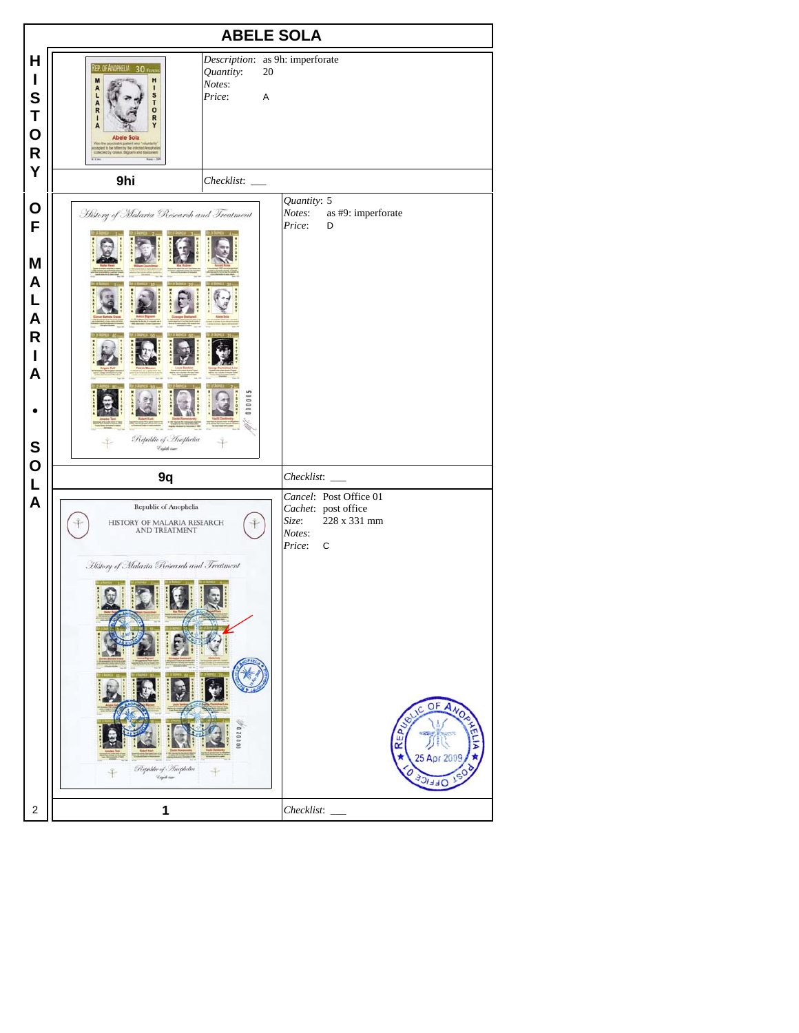# ABELE SOLA

HISTORY OF MALARIA • SOLA

*Description*: as 9h: imperforate
*Quantity*: 20
*Notes*:
*Price*: A

**9hi**

*Checklist*: ___

*Quantity*: 5
*Notes*: as #9: imperforate
*Price*: D

**9q**

*Checklist*: ___

*Cancel*: Post Office 01
*Cachet*: post office
*Size*: 228 x 331 mm
*Notes*:
*Price*: C

**1**

*Checklist*: ___